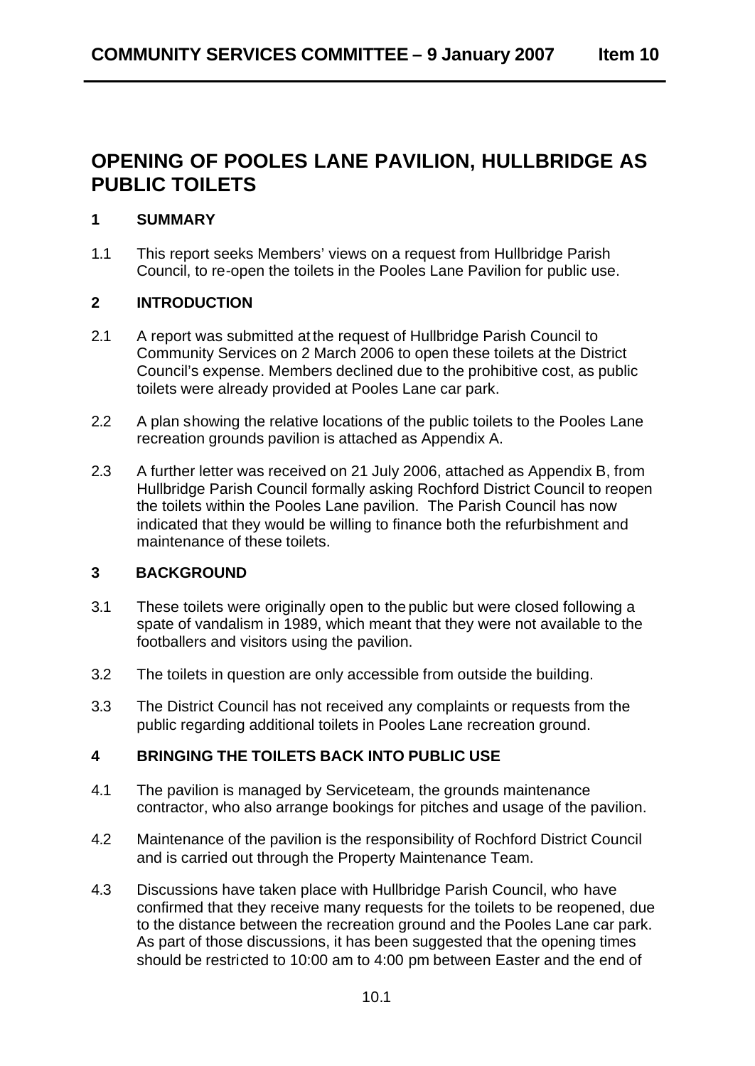# OPENING OF POOLES LANE PAVILION, HULLBRIDGE AS PUBLIC TOILETS

## 1 SUMMARY

1.1 This report seeks Members' views on a request from Hullbridge Parish Council, to re-open the toilets in the Pooles Lane Pavilion for public use.

## 2 INTRODUCTION

2.1 A report was submitted at the request of Hullbridge Parish Council to Community Services on 2 March 2006 to open these toilets at the District Council's expense. Members declined due to the prohibitive cost, as public toilets were already provided at Pooles Lane car park.

2.2 A plan showing the relative locations of the public toilets to the Pooles Lane recreation grounds pavilion is attached as Appendix A.

2.3 A further letter was received on 21 July 2006, attached as Appendix B, from Hullbridge Parish Council formally asking Rochford District Council to reopen the toilets within the Pooles Lane pavilion. The Parish Council has now indicated that they would be willing to finance both the refurbishment and maintenance of these toilets.

## 3 BACKGROUND

3.1 These toilets were originally open to the public but were closed following a spate of vandalism in 1989, which meant that they were not available to the footballers and visitors using the pavilion.

3.2 The toilets in question are only accessible from outside the building.

3.3 The District Council has not received any complaints or requests from the public regarding additional toilets in Pooles Lane recreation ground.

## 4 BRINGING THE TOILETS BACK INTO PUBLIC USE

4.1 The pavilion is managed by Serviceteam, the grounds maintenance contractor, who also arrange bookings for pitches and usage of the pavilion.

4.2 Maintenance of the pavilion is the responsibility of Rochford District Council and is carried out through the Property Maintenance Team.

4.3 Discussions have taken place with Hullbridge Parish Council, who have confirmed that they receive many requests for the toilets to be reopened, due to the distance between the recreation ground and the Pooles Lane car park. As part of those discussions, it has been suggested that the opening times should be restricted to 10:00 am to 4:00 pm between Easter and the end of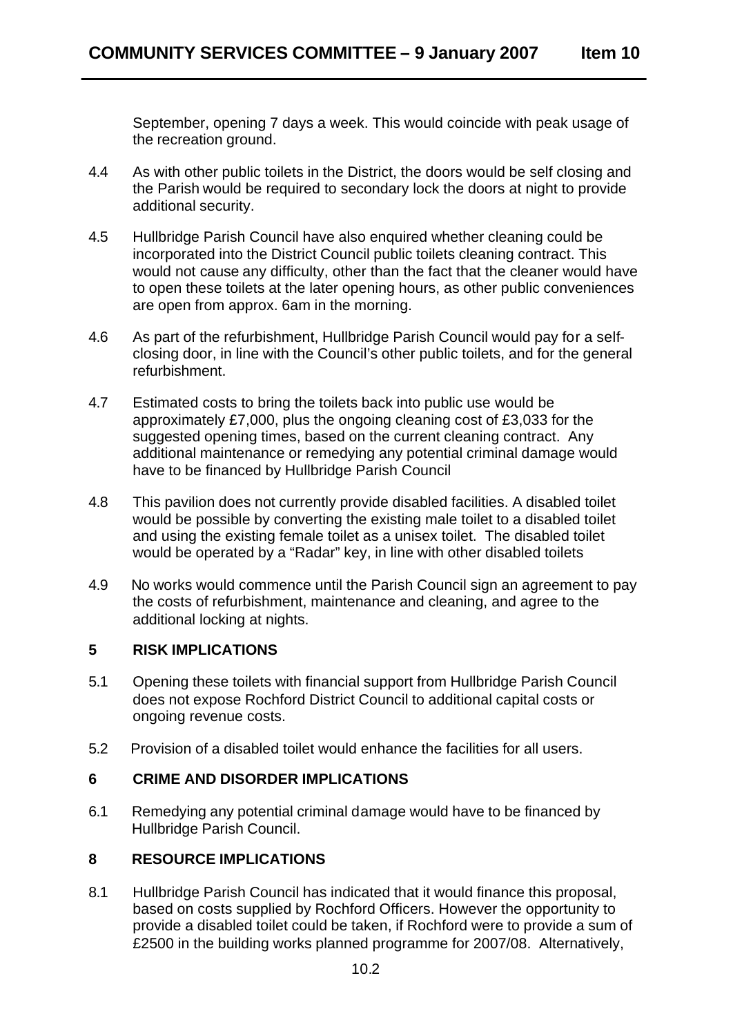September, opening 7 days a week. This would coincide with peak usage of the recreation ground.

4.4 As with other public toilets in the District, the doors would be self closing and the Parish would be required to secondary lock the doors at night to provide additional security.

4.5 Hullbridge Parish Council have also enquired whether cleaning could be incorporated into the District Council public toilets cleaning contract. This would not cause any difficulty, other than the fact that the cleaner would have to open these toilets at the later opening hours, as other public conveniences are open from approx. 6am in the morning.

4.6 As part of the refurbishment, Hullbridge Parish Council would pay for a self-closing door, in line with the Council's other public toilets, and for the general refurbishment.

4.7 Estimated costs to bring the toilets back into public use would be approximately £7,000, plus the ongoing cleaning cost of £3,033 for the suggested opening times, based on the current cleaning contract. Any additional maintenance or remedying any potential criminal damage would have to be financed by Hullbridge Parish Council

4.8 This pavilion does not currently provide disabled facilities. A disabled toilet would be possible by converting the existing male toilet to a disabled toilet and using the existing female toilet as a unisex toilet. The disabled toilet would be operated by a "Radar" key, in line with other disabled toilets

4.9 No works would commence until the Parish Council sign an agreement to pay the costs of refurbishment, maintenance and cleaning, and agree to the additional locking at nights.

## 5 RISK IMPLICATIONS

5.1 Opening these toilets with financial support from Hullbridge Parish Council does not expose Rochford District Council to additional capital costs or ongoing revenue costs.

5.2 Provision of a disabled toilet would enhance the facilities for all users.

## 6 CRIME AND DISORDER IMPLICATIONS

6.1 Remedying any potential criminal damage would have to be financed by Hullbridge Parish Council.

## 8 RESOURCE IMPLICATIONS

8.1 Hullbridge Parish Council has indicated that it would finance this proposal, based on costs supplied by Rochford Officers. However the opportunity to provide a disabled toilet could be taken, if Rochford were to provide a sum of £2500 in the building works planned programme for 2007/08. Alternatively,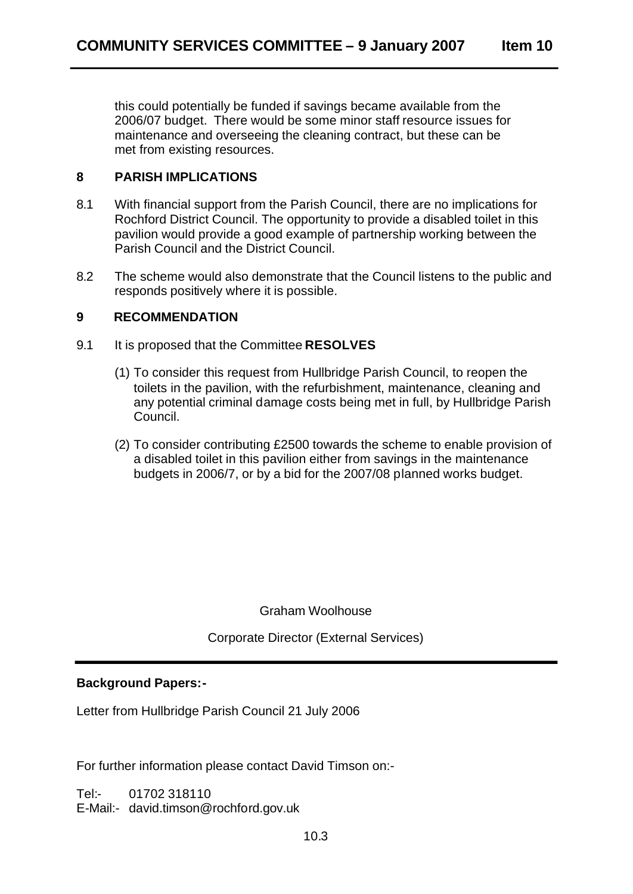this could potentially be funded if savings became available from the 2006/07 budget. There would be some minor staff resource issues for maintenance and overseeing the cleaning contract, but these can be met from existing resources.

## 8 PARISH IMPLICATIONS

8.1 With financial support from the Parish Council, there are no implications for Rochford District Council. The opportunity to provide a disabled toilet in this pavilion would provide a good example of partnership working between the Parish Council and the District Council.

8.2 The scheme would also demonstrate that the Council listens to the public and responds positively where it is possible.

## 9 RECOMMENDATION

9.1 It is proposed that the Committee **RESOLVES**

(1) To consider this request from Hullbridge Parish Council, to reopen the toilets in the pavilion, with the refurbishment, maintenance, cleaning and any potential criminal damage costs being met in full, by Hullbridge Parish Council.

(2) To consider contributing £2500 towards the scheme to enable provision of a disabled toilet in this pavilion either from savings in the maintenance budgets in 2006/7, or by a bid for the 2007/08 planned works budget.

Graham Woolhouse

Corporate Director (External Services)

---

**Background Papers:-**

Letter from Hullbridge Parish Council 21 July 2006

For further information please contact David Timson on:-

Tel:- 01702 318110
E-Mail:- david.timson@rochford.gov.uk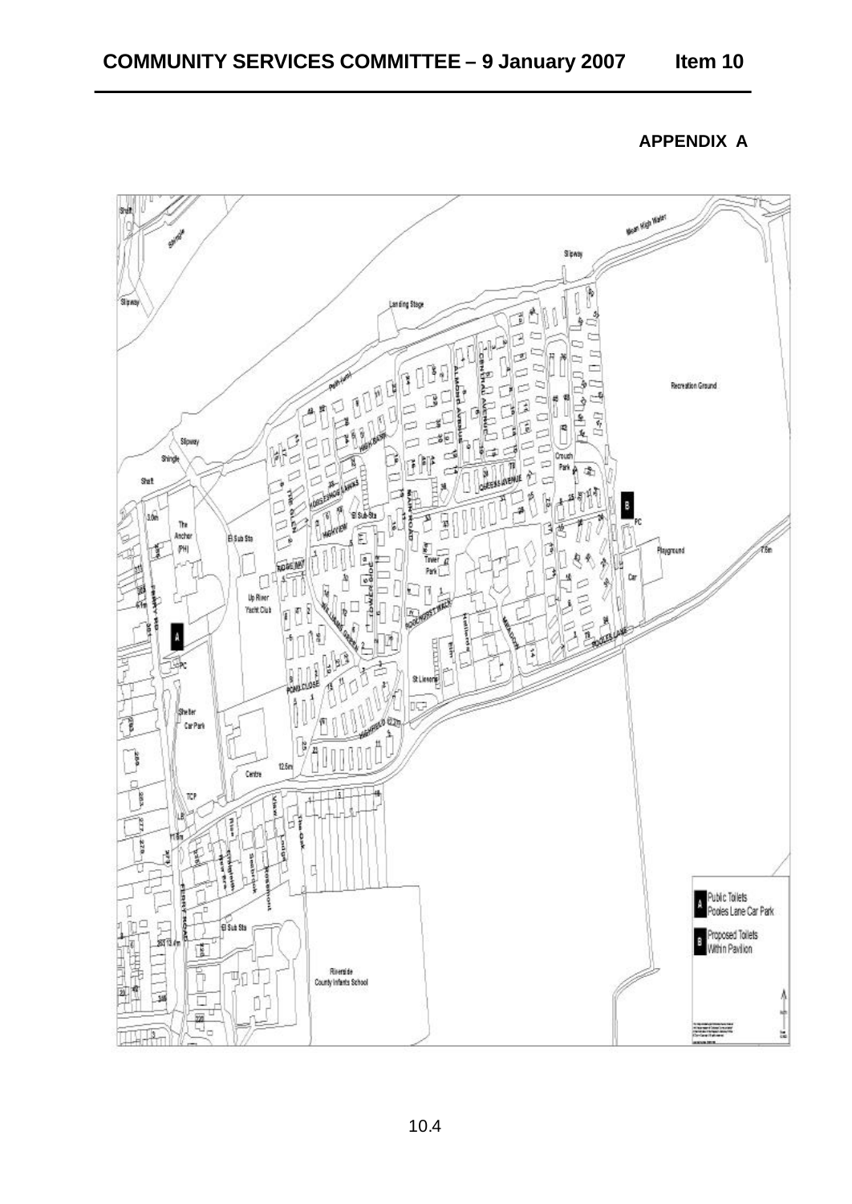**APPENDIX A**

A Public Toilets Pooles Lane Car Park

B Proposed Toilets Within Pavilion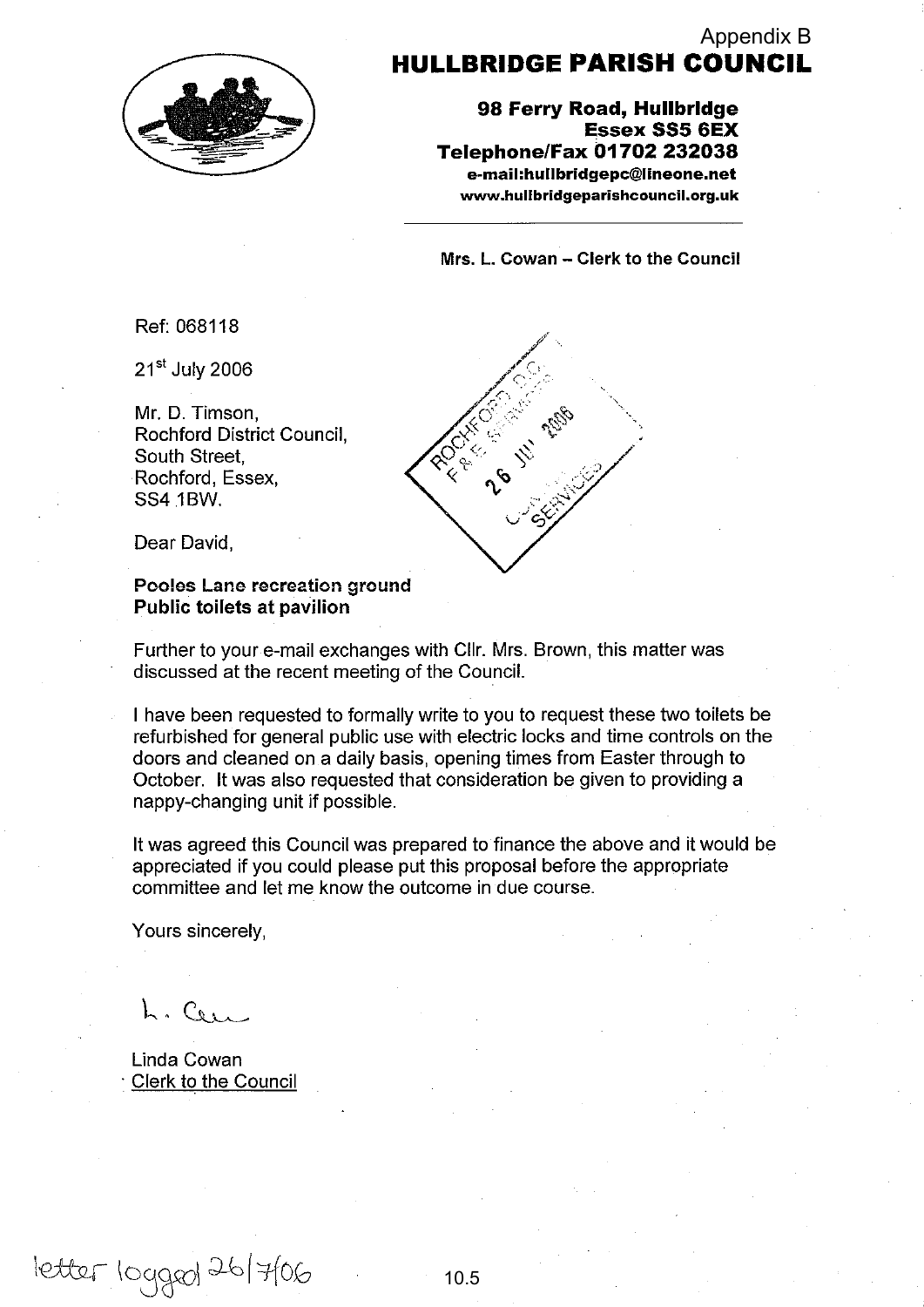Appendix B

# HULLBRIDGE PARISH COUNCIL

**98 Ferry Road, Hullbridge**
**Essex SS5 6EX**
**Telephone/Fax 01702 232038**
**e-mail:hullbridgepc@lineone.net**
**www.hullbridgeparishcouncil.org.uk**

**Mrs. L. Cowan – Clerk to the Council**

Ref: 068118

21st July 2006

Mr. D. Timson,
Rochford District Council,
South Street,
Rochford, Essex,
SS4 1BW.

ROCHFORD D.C.
F & E SERVICES
26 JUL 2006
CUSTOMER SERVICES

Dear David,

**Pooles Lane recreation ground**
**Public toilets at pavilion**

Further to your e-mail exchanges with Cllr. Mrs. Brown, this matter was discussed at the recent meeting of the Council.

I have been requested to formally write to you to request these two toilets be refurbished for general public use with electric locks and time controls on the doors and cleaned on a daily basis, opening times from Easter through to October. It was also requested that consideration be given to providing a nappy-changing unit if possible.

It was agreed this Council was prepared to finance the above and it would be appreciated if you could please put this proposal before the appropriate committee and let me know the outcome in due course.

Yours sincerely,

L. Cowan

Linda Cowan
Clerk to the Council

letter logged 26/7/06

10.5